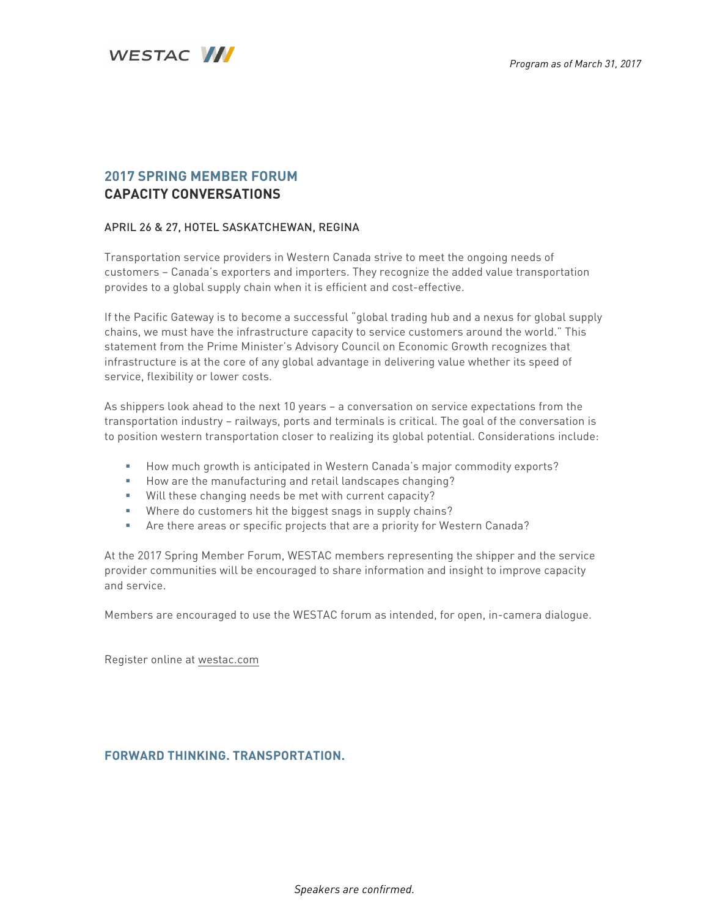WESTAC

*Program as of March 31, 2017*

## 2017 SPRING MEMBER FORUM
## CAPACITY CONVERSATIONS

APRIL 26 & 27, HOTEL SASKATCHEWAN, REGINA

Transportation service providers in Western Canada strive to meet the ongoing needs of customers – Canada's exporters and importers. They recognize the added value transportation provides to a global supply chain when it is efficient and cost-effective.

If the Pacific Gateway is to become a successful "global trading hub and a nexus for global supply chains, we must have the infrastructure capacity to service customers around the world." This statement from the Prime Minister's Advisory Council on Economic Growth recognizes that infrastructure is at the core of any global advantage in delivering value whether its speed of service, flexibility or lower costs.

As shippers look ahead to the next 10 years – a conversation on service expectations from the transportation industry – railways, ports and terminals is critical. The goal of the conversation is to position western transportation closer to realizing its global potential. Considerations include:

- How much growth is anticipated in Western Canada's major commodity exports?
- How are the manufacturing and retail landscapes changing?
- Will these changing needs be met with current capacity?
- Where do customers hit the biggest snags in supply chains?
- Are there areas or specific projects that are a priority for Western Canada?

At the 2017 Spring Member Forum, WESTAC members representing the shipper and the service provider communities will be encouraged to share information and insight to improve capacity and service.

Members are encouraged to use the WESTAC forum as intended, for open, in-camera dialogue.

Register online at westac.com

**FORWARD THINKING. TRANSPORTATION.**

*Speakers are confirmed.*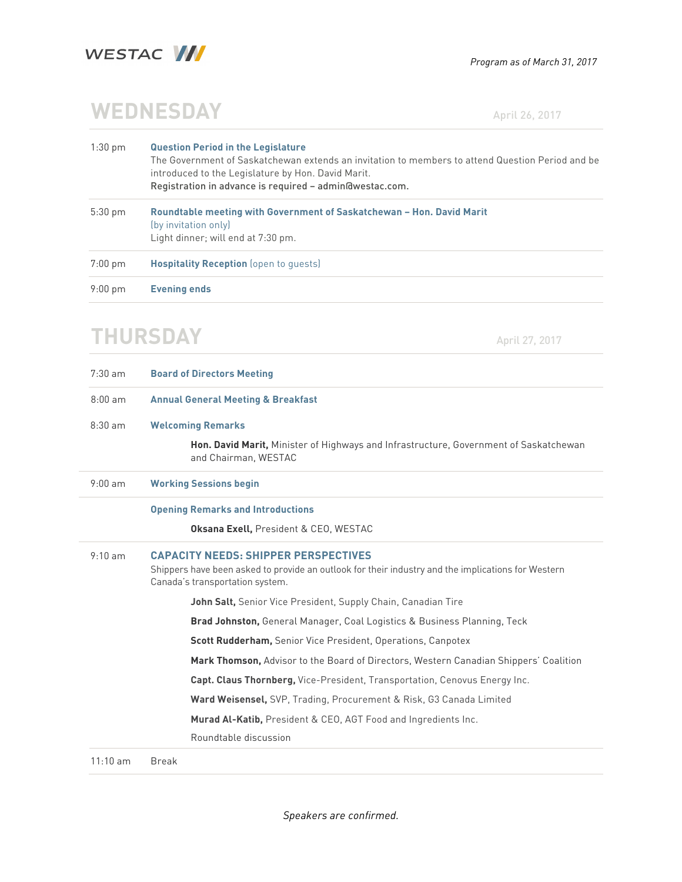*Program as of March 31, 2017*

## WEDNESDAY

April 26, 2017

| | |
|---|---|
| 1:30 pm | **Question Period in the Legislature**<br>The Government of Saskatchewan extends an invitation to members to attend Question Period and be introduced to the Legislature by Hon. David Marit.<br>Registration in advance is required – admin@westac.com. |
| 5:30 pm | **Roundtable meeting with Government of Saskatchewan – Hon. David Marit**<br>(by invitation only)<br>Light dinner; will end at 7:30 pm. |
| 7:00 pm | **Hospitality Reception** (open to guests) |
| 9:00 pm | **Evening ends** |

## THURSDAY

April 27, 2017

| | |
|---|---|
| 7:30 am | **Board of Directors Meeting** |
| 8:00 am | **Annual General Meeting & Breakfast** |
| 8:30 am | **Welcoming Remarks**<br>**Hon. David Marit,** Minister of Highways and Infrastructure, Government of Saskatchewan and Chairman, WESTAC |
| 9:00 am | **Working Sessions begin** |
| | **Opening Remarks and Introductions**<br>**Oksana Exell,** President & CEO, WESTAC |
| 9:10 am | **CAPACITY NEEDS: SHIPPER PERSPECTIVES**<br>Shippers have been asked to provide an outlook for their industry and the implications for Western Canada's transportation system.<br>**John Salt,** Senior Vice President, Supply Chain, Canadian Tire<br>**Brad Johnston,** General Manager, Coal Logistics & Business Planning, Teck<br>**Scott Rudderham,** Senior Vice President, Operations, Canpotex<br>**Mark Thomson,** Advisor to the Board of Directors, Western Canadian Shippers' Coalition<br>**Capt. Claus Thornberg,** Vice-President, Transportation, Cenovus Energy Inc.<br>**Ward Weisensel,** SVP, Trading, Procurement & Risk, G3 Canada Limited<br>**Murad Al-Katib,** President & CEO, AGT Food and Ingredients Inc.<br>Roundtable discussion |
| 11:10 am | Break |

*Speakers are confirmed.*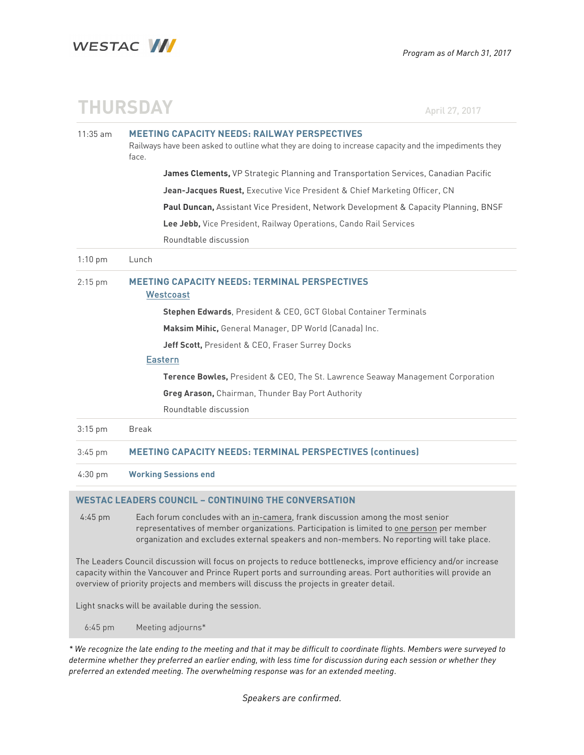WESTAC

*Program as of March 31, 2017*

# THURSDAY

April 27, 2017

| | |
|---|---|
| 11:35 am | **MEETING CAPACITY NEEDS: RAILWAY PERSPECTIVES**<br>Railways have been asked to outline what they are doing to increase capacity and the impediments they face.<br>**James Clements,** VP Strategic Planning and Transportation Services, Canadian Pacific<br>**Jean-Jacques Ruest,** Executive Vice President & Chief Marketing Officer, CN<br>**Paul Duncan,** Assistant Vice President, Network Development & Capacity Planning, BNSF<br>**Lee Jebb,** Vice President, Railway Operations, Cando Rail Services<br>Roundtable discussion |
| 1:10 pm | Lunch |
| 2:15 pm | **MEETING CAPACITY NEEDS: TERMINAL PERSPECTIVES**<br><u>Westcoast</u><br>**Stephen Edwards**, President & CEO, GCT Global Container Terminals<br>**Maksim Mihic,** General Manager, DP World (Canada) Inc.<br>**Jeff Scott,** President & CEO, Fraser Surrey Docks<br><u>Eastern</u><br>**Terence Bowles,** President & CEO, The St. Lawrence Seaway Management Corporation<br>**Greg Arason,** Chairman, Thunder Bay Port Authority<br>Roundtable discussion |
| 3:15 pm | Break |
| 3:45 pm | **MEETING CAPACITY NEEDS: TERMINAL PERSPECTIVES (continues)** |
| 4:30 pm | **Working Sessions end** |

## WESTAC LEADERS COUNCIL – CONTINUING THE CONVERSATION

4:45 pm — Each forum concludes with an <u>in-camera</u>, frank discussion among the most senior representatives of member organizations. Participation is limited to <u>one person</u> per member organization and excludes external speakers and non-members. No reporting will take place.

The Leaders Council discussion will focus on projects to reduce bottlenecks, improve efficiency and/or increase capacity within the Vancouver and Prince Rupert ports and surrounding areas. Port authorities will provide an overview of priority projects and members will discuss the projects in greater detail.

Light snacks will be available during the session.

6:45 pm — Meeting adjourns*

*\* We recognize the late ending to the meeting and that it may be difficult to coordinate flights. Members were surveyed to determine whether they preferred an earlier ending, with less time for discussion during each session or whether they preferred an extended meeting. The overwhelming response was for an extended meeting.*

*Speakers are confirmed.*